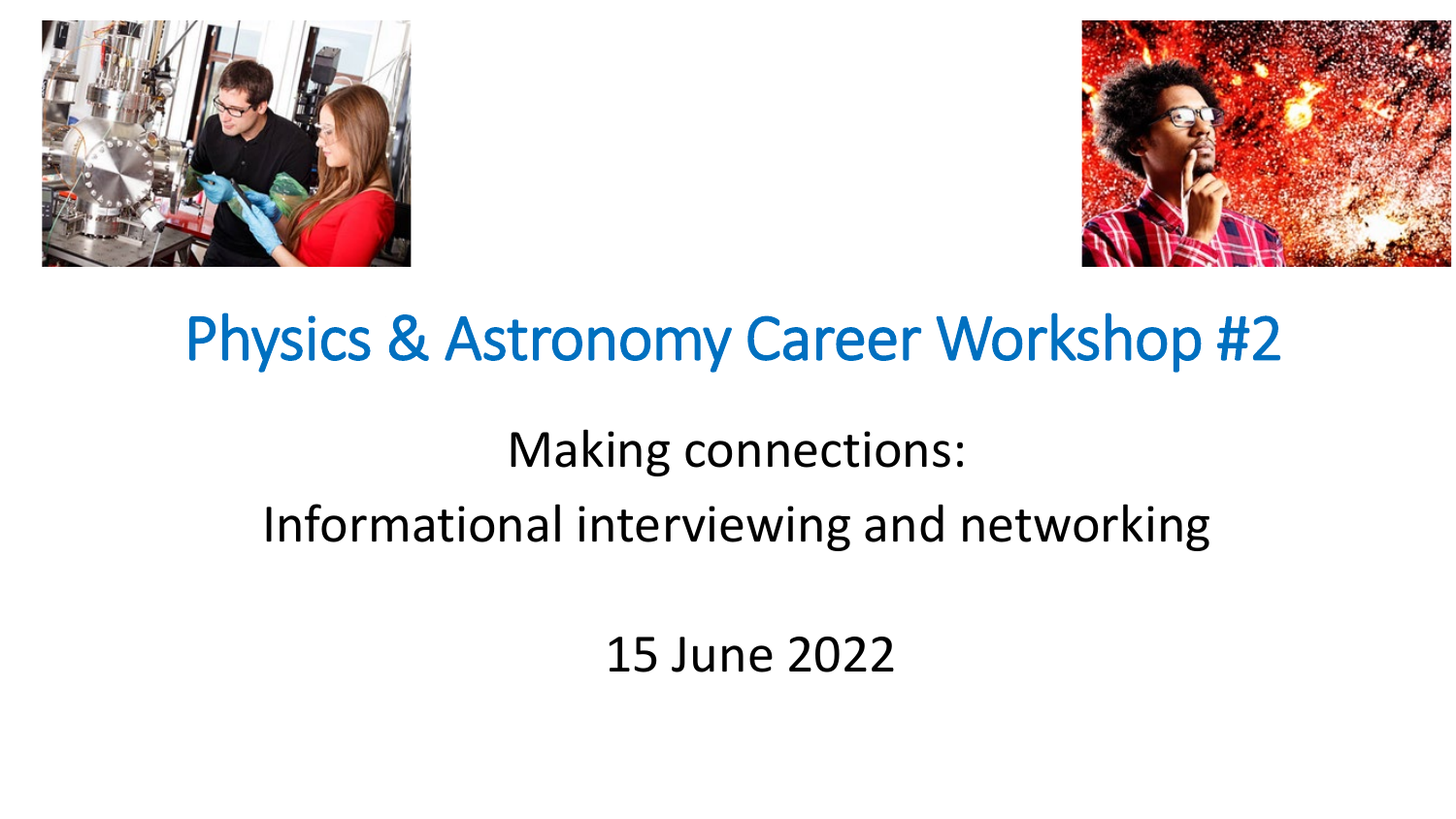# Physics & Astronomy Career Workshop #2

## Making connections:

## Informational interviewing and networking

15 June 2022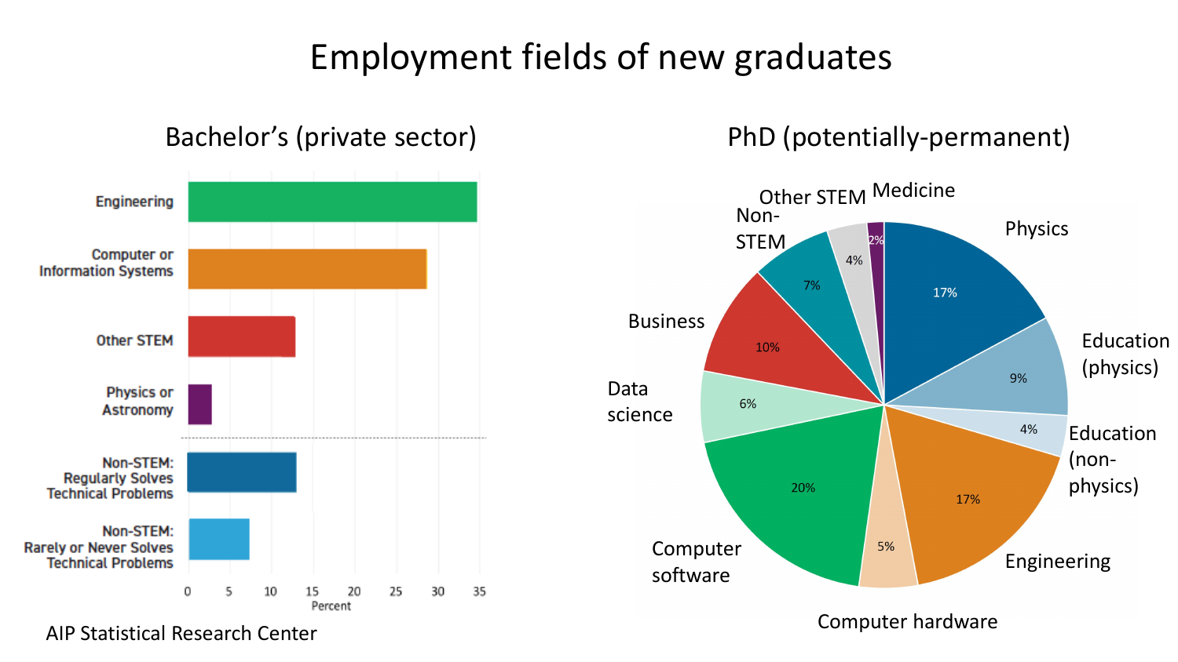# Employment fields of new graduates

## Bachelor's (private sector)

| Field | Percent |
| --- | --- |
| Engineering | ~35 |
| Computer or Information Systems | ~29 |
| Other STEM | ~13 |
| Physics or Astronomy | ~3 |
| Non-STEM: Regularly Solves Technical Problems | ~13 |
| Non-STEM: Rarely or Never Solves Technical Problems | ~7 |

AIP Statistical Research Center

## PhD (potentially-permanent)

| Field | Percent |
| --- | --- |
| Physics | 17% |
| Education (physics) | 9% |
| Education (non-physics) | 4% |
| Engineering | 17% |
| Computer hardware | 5% |
| Computer software | 20% |
| Data science | 6% |
| Business | 10% |
| Non-STEM | 7% |
| Other STEM | 4% |
| Medicine | 2% |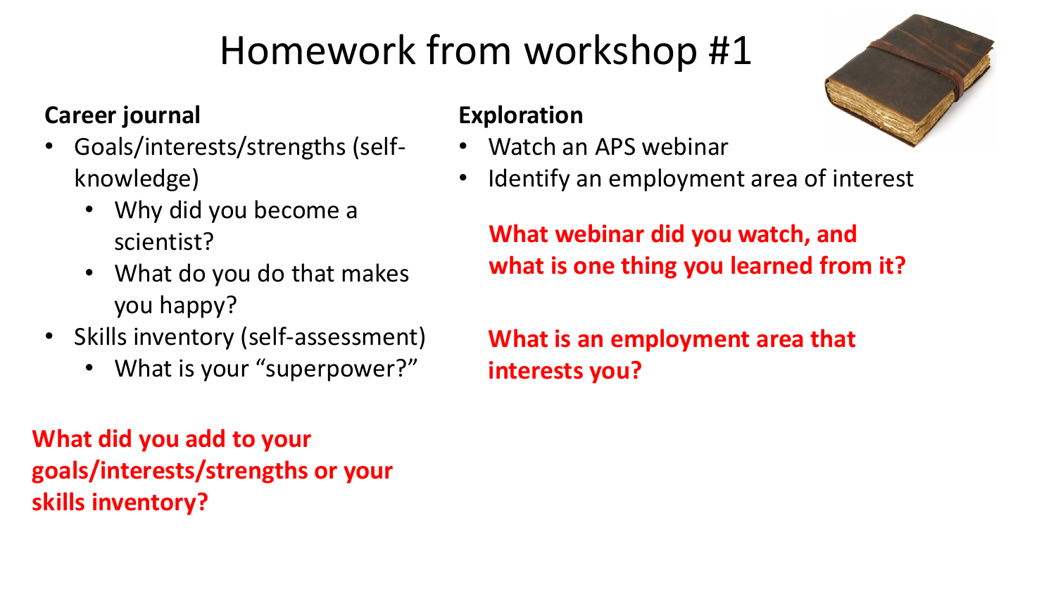# Homework from workshop #1

**Career journal**

- Goals/interests/strengths (self-knowledge)
  - Why did you become a scientist?
  - What do you do that makes you happy?
- Skills inventory (self-assessment)
  - What is your "superpower?"

**What did you add to your goals/interests/strengths or your skills inventory?**

**Exploration**

- Watch an APS webinar
- Identify an employment area of interest

**What webinar did you watch, and what is one thing you learned from it?**

**What is an employment area that interests you?**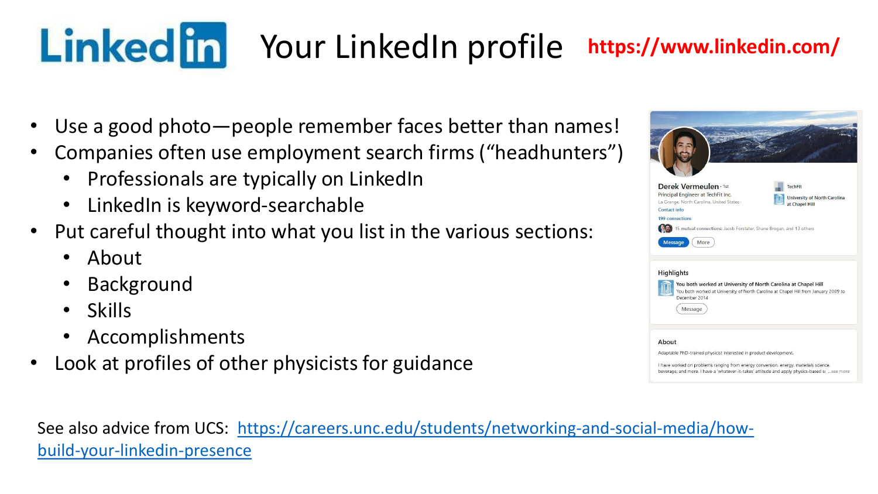# Your LinkedIn profile

**https://www.linkedin.com/**

- Use a good photo—people remember faces better than names!
- Companies often use employment search firms ("headhunters")
  - Professionals are typically on LinkedIn
  - LinkedIn is keyword-searchable
- Put careful thought into what you list in the various sections:
  - About
  - Background
  - Skills
  - Accomplishments
- Look at profiles of other physicists for guidance

See also advice from UCS: [https://careers.unc.edu/students/networking-and-social-media/how-build-your-linkedin-presence](https://careers.unc.edu/students/networking-and-social-media/how-build-your-linkedin-presence)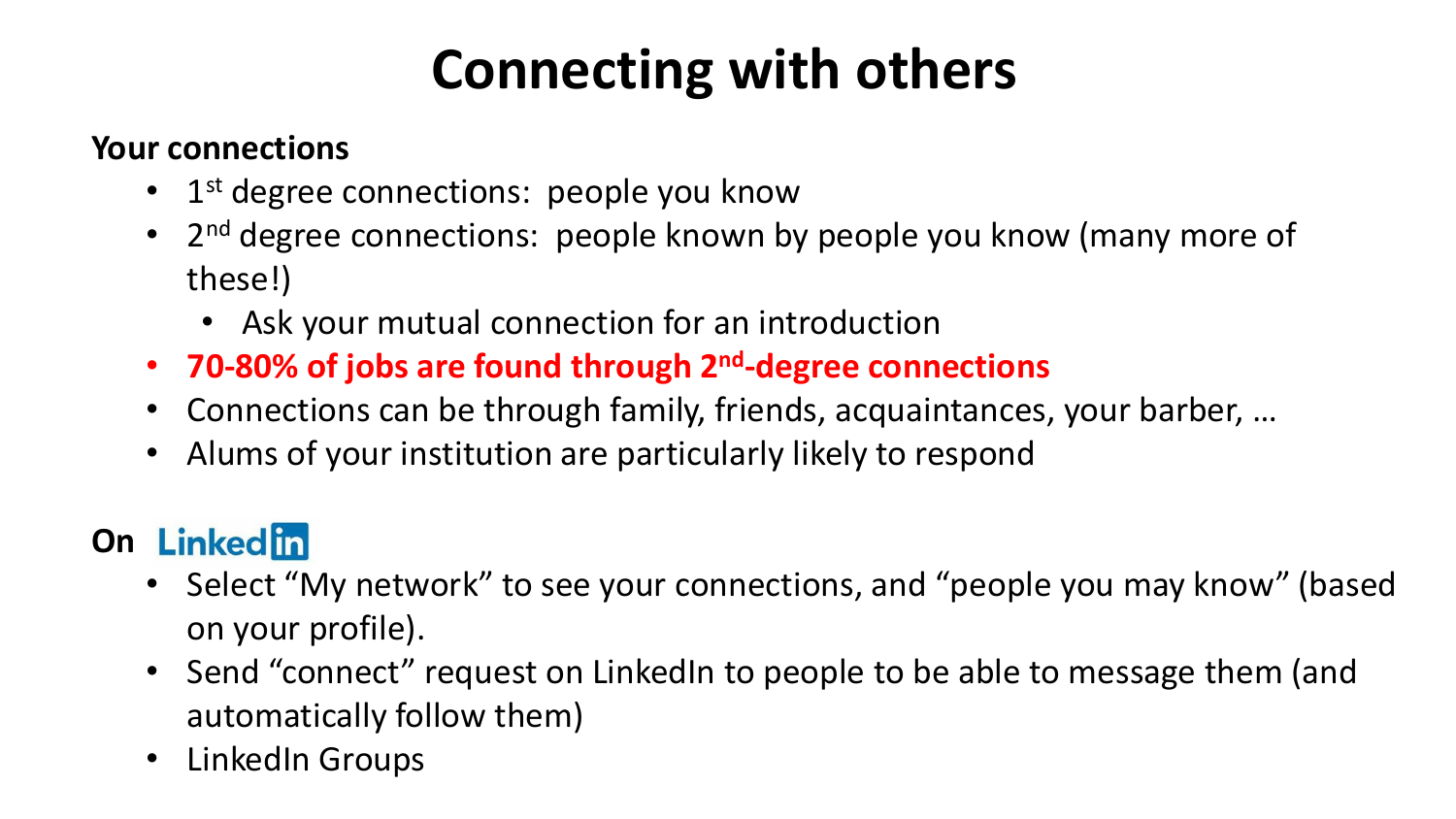# Connecting with others

**Your connections**

- 1st degree connections: people you know
- 2nd degree connections: people known by people you know (many more of these!)
  - Ask your mutual connection for an introduction
- **70-80% of jobs are found through 2nd-degree connections**
- Connections can be through family, friends, acquaintances, your barber, …
- Alums of your institution are particularly likely to respond

**On LinkedIn**

- Select "My network" to see your connections, and "people you may know" (based on your profile).
- Send "connect" request on LinkedIn to people to be able to message them (and automatically follow them)
- LinkedIn Groups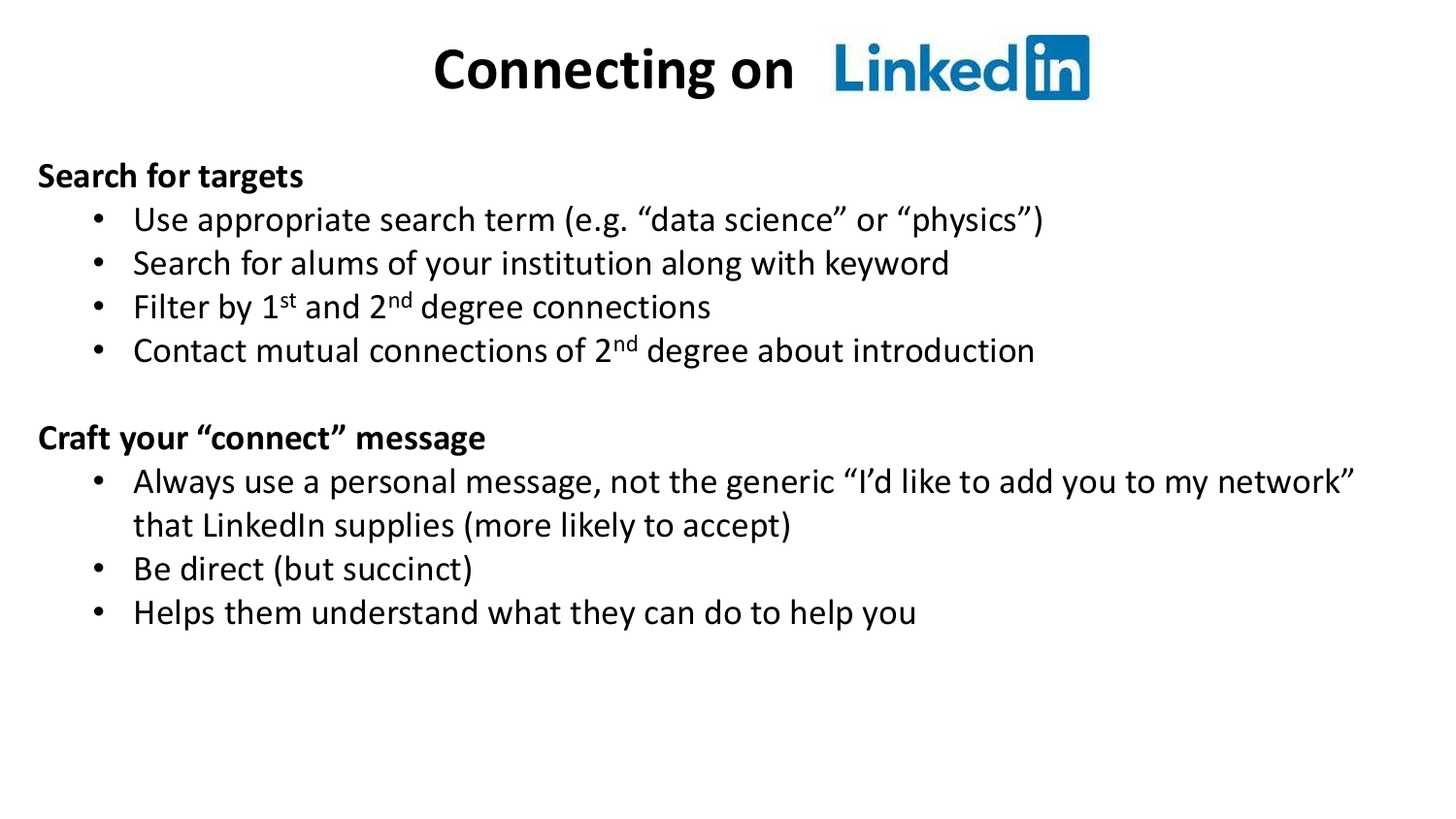# Connecting on LinkedIn

**Search for targets**

- Use appropriate search term (e.g. "data science" or "physics")
- Search for alums of your institution along with keyword
- Filter by 1st and 2nd degree connections
- Contact mutual connections of 2nd degree about introduction

**Craft your "connect" message**

- Always use a personal message, not the generic "I'd like to add you to my network" that LinkedIn supplies (more likely to accept)
- Be direct (but succinct)
- Helps them understand what they can do to help you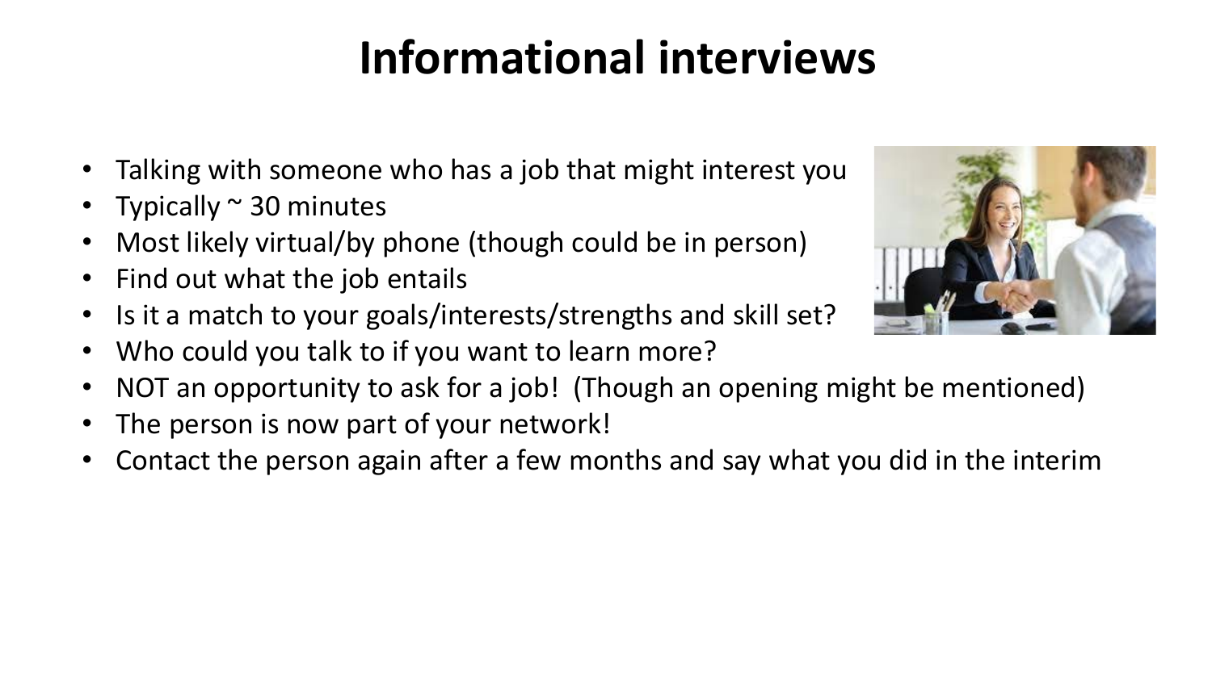# Informational interviews

- Talking with someone who has a job that might interest you
- Typically ~ 30 minutes
- Most likely virtual/by phone (though could be in person)
- Find out what the job entails
- Is it a match to your goals/interests/strengths and skill set?
- Who could you talk to if you want to learn more?
- NOT an opportunity to ask for a job! (Though an opening might be mentioned)
- The person is now part of your network!
- Contact the person again after a few months and say what you did in the interim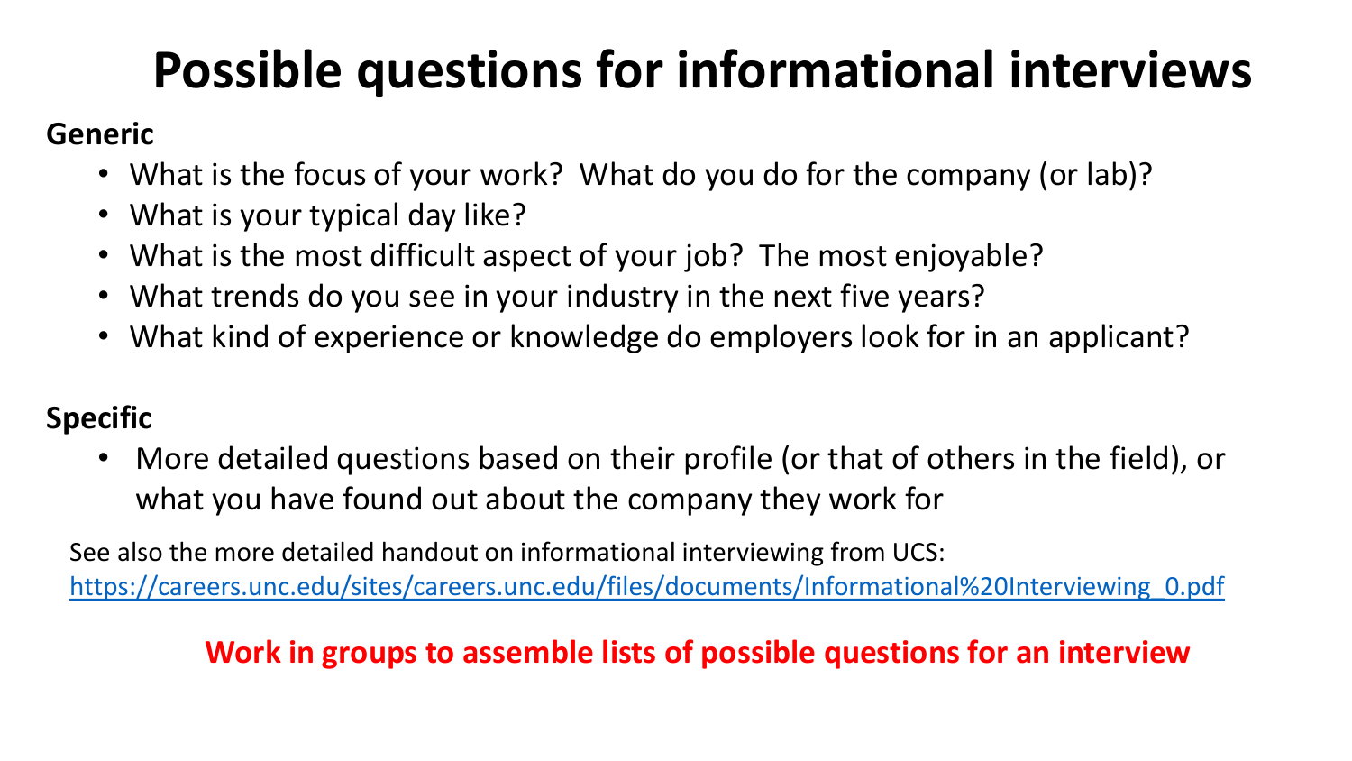# Possible questions for informational interviews

**Generic**

- What is the focus of your work? What do you do for the company (or lab)?
- What is your typical day like?
- What is the most difficult aspect of your job? The most enjoyable?
- What trends do you see in your industry in the next five years?
- What kind of experience or knowledge do employers look for in an applicant?

**Specific**

- More detailed questions based on their profile (or that of others in the field), or what you have found out about the company they work for

See also the more detailed handout on informational interviewing from UCS:
[https://careers.unc.edu/sites/careers.unc.edu/files/documents/Informational%20Interviewing_0.pdf](https://careers.unc.edu/sites/careers.unc.edu/files/documents/Informational%20Interviewing_0.pdf)

**Work in groups to assemble lists of possible questions for an interview**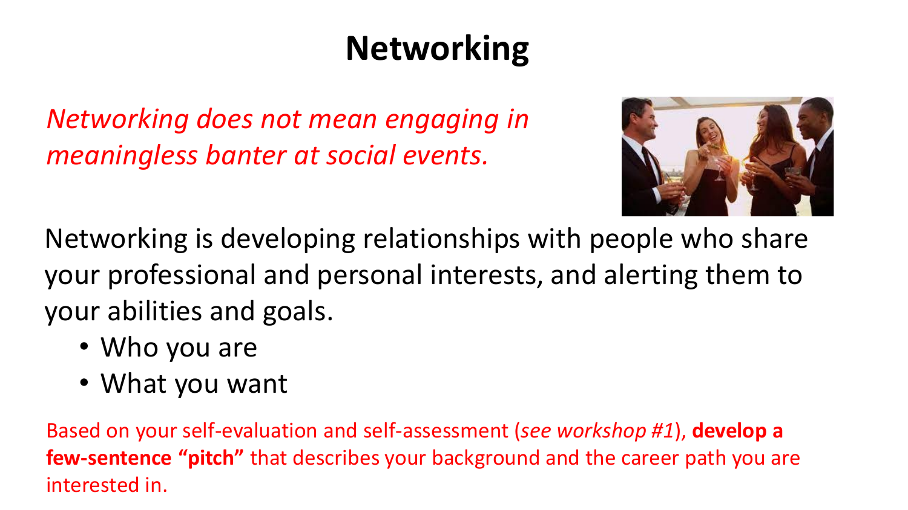# Networking

*Networking does not mean engaging in meaningless banter at social events.*

Networking is developing relationships with people who share your professional and personal interests, and alerting them to your abilities and goals.

- Who you are
- What you want

Based on your self-evaluation and self-assessment (*see workshop #1*), **develop a few-sentence "pitch"** that describes your background and the career path you are interested in.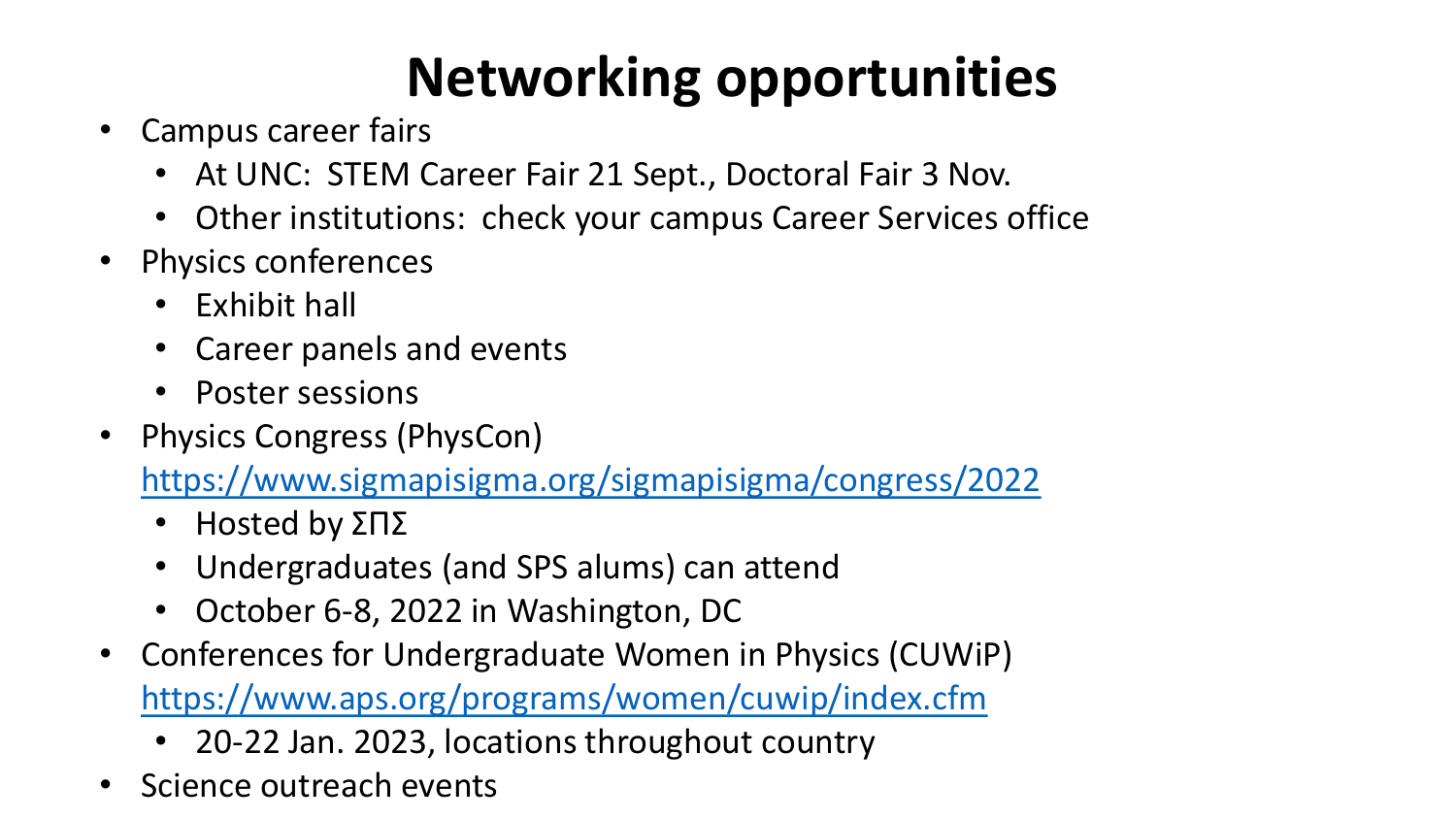# Networking opportunities

- Campus career fairs
  - At UNC:  STEM Career Fair 21 Sept., Doctoral Fair 3 Nov.
  - Other institutions:  check your campus Career Services office
- Physics conferences
  - Exhibit hall
  - Career panels and events
  - Poster sessions
- Physics Congress (PhysCon) https://www.sigmapisigma.org/sigmapisigma/congress/2022
  - Hosted by ΣΠΣ
  - Undergraduates (and SPS alums) can attend
  - October 6-8, 2022 in Washington, DC
- Conferences for Undergraduate Women in Physics (CUWiP) https://www.aps.org/programs/women/cuwip/index.cfm
  - 20-22 Jan. 2023, locations throughout country
- Science outreach events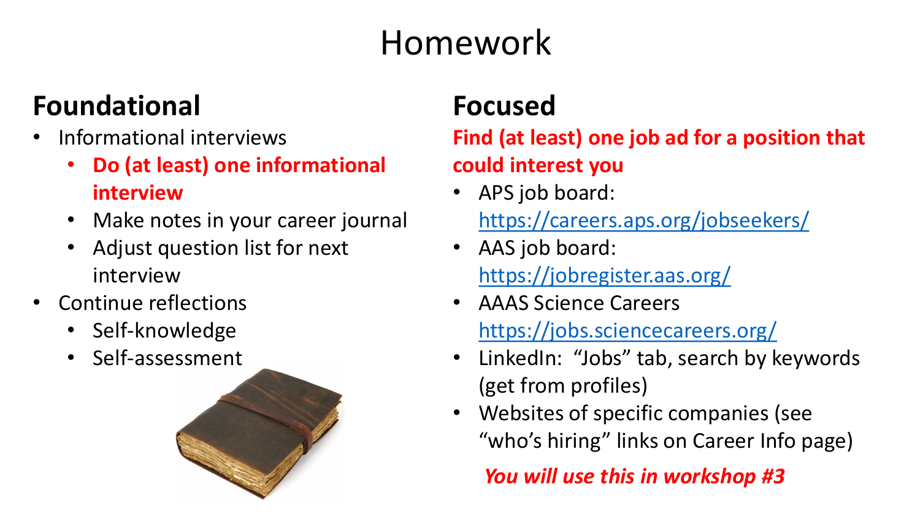# Homework

## Foundational

- Informational interviews
  - **Do (at least) one informational interview**
  - Make notes in your career journal
  - Adjust question list for next interview
- Continue reflections
  - Self-knowledge
  - Self-assessment

## Focused

**Find (at least) one job ad for a position that could interest you**

- APS job board: https://careers.aps.org/jobseekers/
- AAS job board: https://jobregister.aas.org/
- AAAS Science Careers https://jobs.sciencecareers.org/
- LinkedIn: "Jobs" tab, search by keywords (get from profiles)
- Websites of specific companies (see "who's hiring" links on Career Info page)

***You will use this in workshop #3***